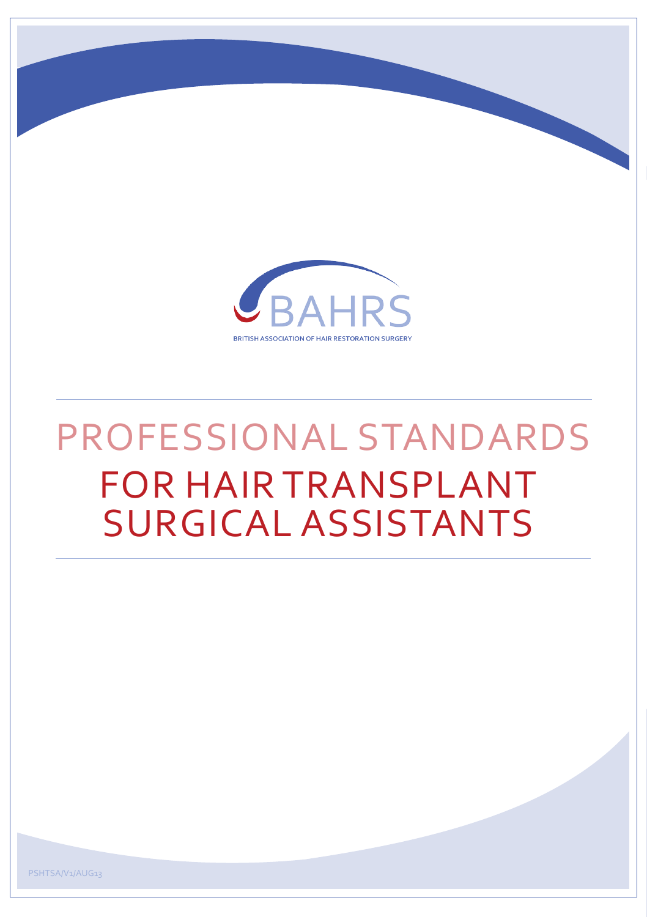BAHRS

BRITISH ASSOCIATION OF HAIR RESTORATION SURGERY

# PROFESSIONAL STANDARDS FOR HAIR TRANSPLANT SURGICAL ASSISTANTS

PSHTSA/V1/AUG13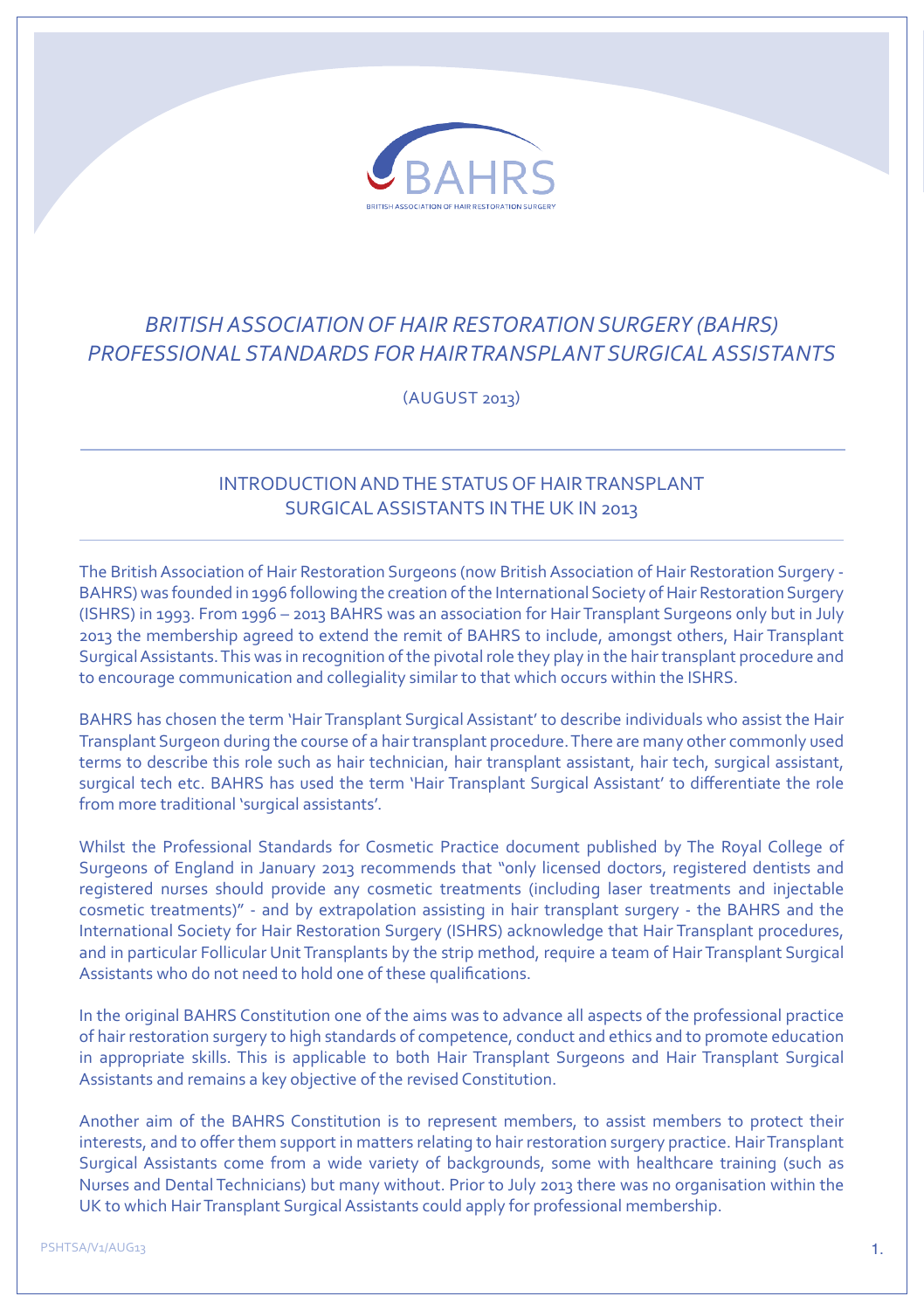BAHRS

BRITISH ASSOCIATION OF HAIR RESTORATION SURGERY

# *BRITISH ASSOCIATION OF HAIR RESTORATION SURGERY (BAHRS) PROFESSIONAL STANDARDS FOR HAIR TRANSPLANT SURGICAL ASSISTANTS*

(AUGUST 2013)

## INTRODUCTION AND THE STATUS OF HAIR TRANSPLANT SURGICAL ASSISTANTS IN THE UK IN 2013

The British Association of Hair Restoration Surgeons (now British Association of Hair Restoration Surgery - BAHRS) was founded in 1996 following the creation of the International Society of Hair Restoration Surgery (ISHRS) in 1993. From 1996 – 2013 BAHRS was an association for Hair Transplant Surgeons only but in July 2013 the membership agreed to extend the remit of BAHRS to include, amongst others, Hair Transplant Surgical Assistants. This was in recognition of the pivotal role they play in the hair transplant procedure and to encourage communication and collegiality similar to that which occurs within the ISHRS.

BAHRS has chosen the term 'Hair Transplant Surgical Assistant' to describe individuals who assist the Hair Transplant Surgeon during the course of a hair transplant procedure. There are many other commonly used terms to describe this role such as hair technician, hair transplant assistant, hair tech, surgical assistant, surgical tech etc. BAHRS has used the term 'Hair Transplant Surgical Assistant' to differentiate the role from more traditional 'surgical assistants'.

Whilst the Professional Standards for Cosmetic Practice document published by The Royal College of Surgeons of England in January 2013 recommends that "only licensed doctors, registered dentists and registered nurses should provide any cosmetic treatments (including laser treatments and injectable cosmetic treatments)" - and by extrapolation assisting in hair transplant surgery - the BAHRS and the International Society for Hair Restoration Surgery (ISHRS) acknowledge that Hair Transplant procedures, and in particular Follicular Unit Transplants by the strip method, require a team of Hair Transplant Surgical Assistants who do not need to hold one of these qualifications.

In the original BAHRS Constitution one of the aims was to advance all aspects of the professional practice of hair restoration surgery to high standards of competence, conduct and ethics and to promote education in appropriate skills. This is applicable to both Hair Transplant Surgeons and Hair Transplant Surgical Assistants and remains a key objective of the revised Constitution.

Another aim of the BAHRS Constitution is to represent members, to assist members to protect their interests, and to offer them support in matters relating to hair restoration surgery practice. Hair Transplant Surgical Assistants come from a wide variety of backgrounds, some with healthcare training (such as Nurses and Dental Technicians) but many without. Prior to July 2013 there was no organisation within the UK to which Hair Transplant Surgical Assistants could apply for professional membership.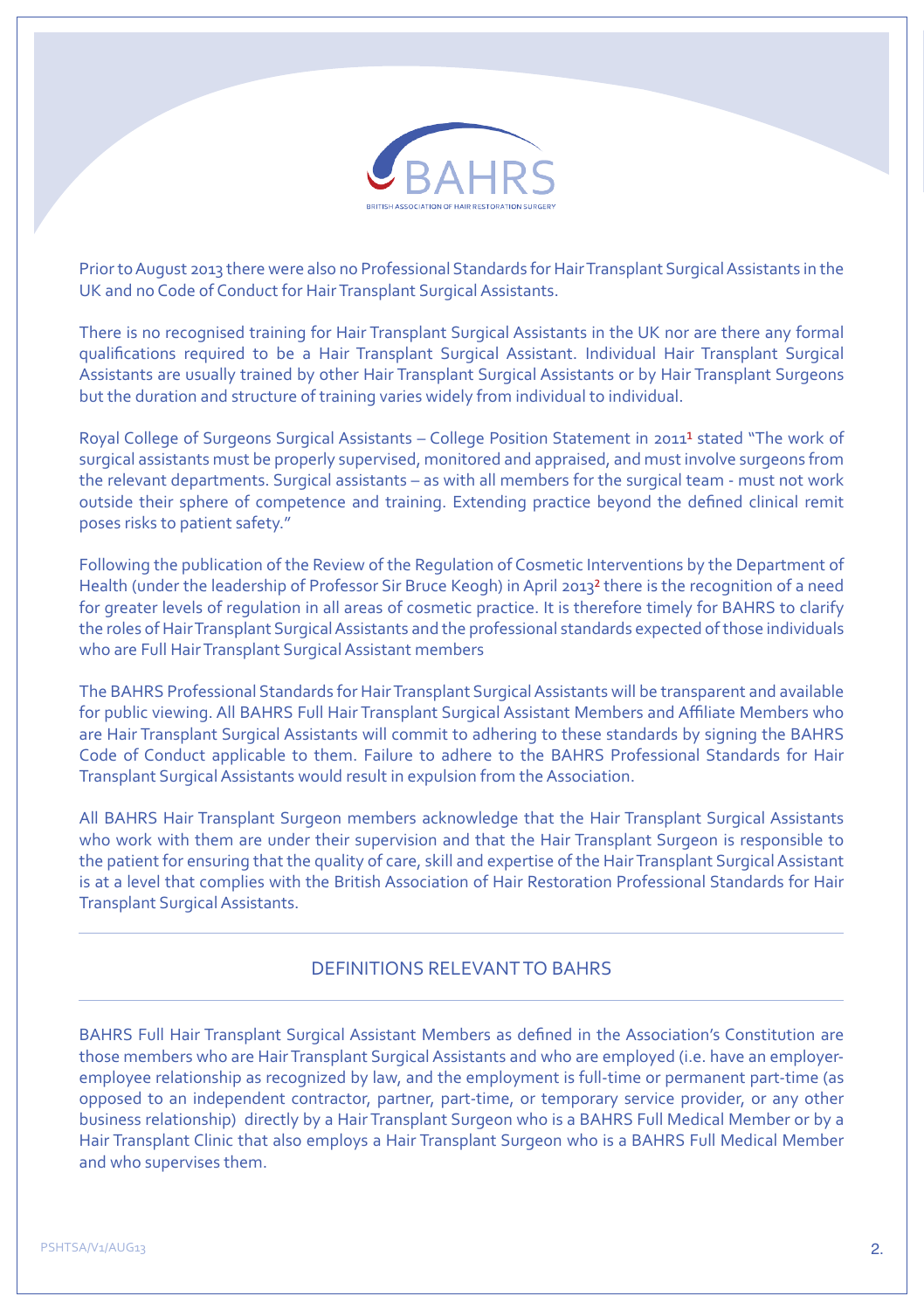Prior to August 2013 there were also no Professional Standards for Hair Transplant Surgical Assistants in the UK and no Code of Conduct for Hair Transplant Surgical Assistants.

There is no recognised training for Hair Transplant Surgical Assistants in the UK nor are there any formal qualifications required to be a Hair Transplant Surgical Assistant. Individual Hair Transplant Surgical Assistants are usually trained by other Hair Transplant Surgical Assistants or by Hair Transplant Surgeons but the duration and structure of training varies widely from individual to individual.

Royal College of Surgeons Surgical Assistants – College Position Statement in 2011[1] stated "The work of surgical assistants must be properly supervised, monitored and appraised, and must involve surgeons from the relevant departments. Surgical assistants – as with all members for the surgical team - must not work outside their sphere of competence and training. Extending practice beyond the defined clinical remit poses risks to patient safety."

Following the publication of the Review of the Regulation of Cosmetic Interventions by the Department of Health (under the leadership of Professor Sir Bruce Keogh) in April 2013[2] there is the recognition of a need for greater levels of regulation in all areas of cosmetic practice. It is therefore timely for BAHRS to clarify the roles of Hair Transplant Surgical Assistants and the professional standards expected of those individuals who are Full Hair Transplant Surgical Assistant members

The BAHRS Professional Standards for Hair Transplant Surgical Assistants will be transparent and available for public viewing. All BAHRS Full Hair Transplant Surgical Assistant Members and Affiliate Members who are Hair Transplant Surgical Assistants will commit to adhering to these standards by signing the BAHRS Code of Conduct applicable to them. Failure to adhere to the BAHRS Professional Standards for Hair Transplant Surgical Assistants would result in expulsion from the Association.

All BAHRS Hair Transplant Surgeon members acknowledge that the Hair Transplant Surgical Assistants who work with them are under their supervision and that the Hair Transplant Surgeon is responsible to the patient for ensuring that the quality of care, skill and expertise of the Hair Transplant Surgical Assistant is at a level that complies with the British Association of Hair Restoration Professional Standards for Hair Transplant Surgical Assistants.

## DEFINITIONS RELEVANT TO BAHRS

BAHRS Full Hair Transplant Surgical Assistant Members as defined in the Association's Constitution are those members who are Hair Transplant Surgical Assistants and who are employed (i.e. have an employer-employee relationship as recognized by law, and the employment is full-time or permanent part-time (as opposed to an independent contractor, partner, part-time, or temporary service provider, or any other business relationship) directly by a Hair Transplant Surgeon who is a BAHRS Full Medical Member or by a Hair Transplant Clinic that also employs a Hair Transplant Surgeon who is a BAHRS Full Medical Member and who supervises them.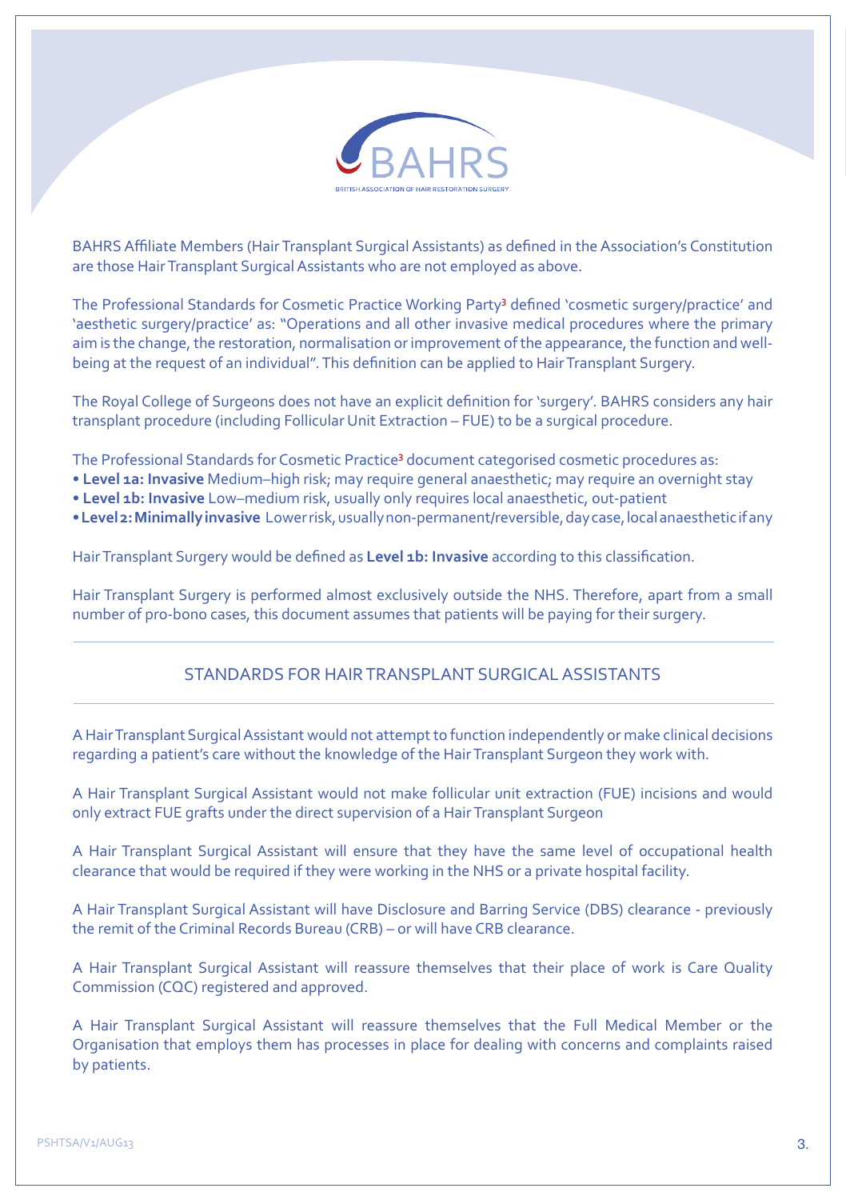BAHRS Affiliate Members (Hair Transplant Surgical Assistants) as defined in the Association's Constitution are those Hair Transplant Surgical Assistants who are not employed as above.

The Professional Standards for Cosmetic Practice Working Party[3] defined 'cosmetic surgery/practice' and 'aesthetic surgery/practice' as: "Operations and all other invasive medical procedures where the primary aim is the change, the restoration, normalisation or improvement of the appearance, the function and well-being at the request of an individual". This definition can be applied to Hair Transplant Surgery.

The Royal College of Surgeons does not have an explicit definition for 'surgery'. BAHRS considers any hair transplant procedure (including Follicular Unit Extraction – FUE) to be a surgical procedure.

The Professional Standards for Cosmetic Practice[3] document categorised cosmetic procedures as:

- **Level 1a: Invasive** Medium–high risk; may require general anaesthetic; may require an overnight stay
- **Level 1b: Invasive** Low–medium risk, usually only requires local anaesthetic, out-patient
- **Level 2: Minimally invasive** Lower risk, usually non-permanent/reversible, day case, local anaesthetic if any

Hair Transplant Surgery would be defined as **Level 1b: Invasive** according to this classification.

Hair Transplant Surgery is performed almost exclusively outside the NHS. Therefore, apart from a small number of pro-bono cases, this document assumes that patients will be paying for their surgery.

## STANDARDS FOR HAIR TRANSPLANT SURGICAL ASSISTANTS

A Hair Transplant Surgical Assistant would not attempt to function independently or make clinical decisions regarding a patient's care without the knowledge of the Hair Transplant Surgeon they work with.

A Hair Transplant Surgical Assistant would not make follicular unit extraction (FUE) incisions and would only extract FUE grafts under the direct supervision of a Hair Transplant Surgeon

A Hair Transplant Surgical Assistant will ensure that they have the same level of occupational health clearance that would be required if they were working in the NHS or a private hospital facility.

A Hair Transplant Surgical Assistant will have Disclosure and Barring Service (DBS) clearance - previously the remit of the Criminal Records Bureau (CRB) – or will have CRB clearance.

A Hair Transplant Surgical Assistant will reassure themselves that their place of work is Care Quality Commission (CQC) registered and approved.

A Hair Transplant Surgical Assistant will reassure themselves that the Full Medical Member or the Organisation that employs them has processes in place for dealing with concerns and complaints raised by patients.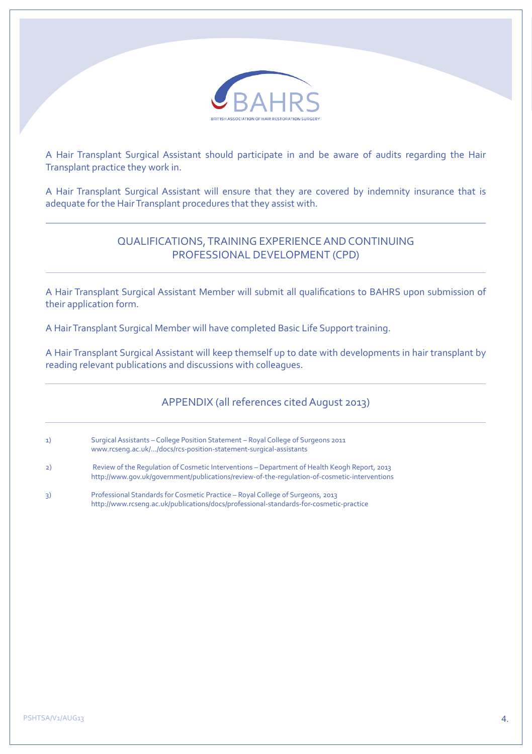A Hair Transplant Surgical Assistant should participate in and be aware of audits regarding the Hair Transplant practice they work in.

A Hair Transplant Surgical Assistant will ensure that they are covered by indemnity insurance that is adequate for the Hair Transplant procedures that they assist with.

## QUALIFICATIONS, TRAINING EXPERIENCE AND CONTINUING PROFESSIONAL DEVELOPMENT (CPD)

A Hair Transplant Surgical Assistant Member will submit all qualifications to BAHRS upon submission of their application form.

A Hair Transplant Surgical Member will have completed Basic Life Support training.

A Hair Transplant Surgical Assistant will keep themself up to date with developments in hair transplant by reading relevant publications and discussions with colleagues.

## APPENDIX (all references cited August 2013)

1) Surgical Assistants – College Position Statement – Royal College of Surgeons 2011
www.rcseng.ac.uk/.../docs/rcs-position-statement-surgical-assistants

2) Review of the Regulation of Cosmetic Interventions – Department of Health Keogh Report, 2013
http://www.gov.uk/government/publications/review-of-the-regulation-of-cosmetic-interventions

3) Professional Standards for Cosmetic Practice – Royal College of Surgeons, 2013
http://www.rcseng.ac.uk/publications/docs/professional-standards-for-cosmetic-practice